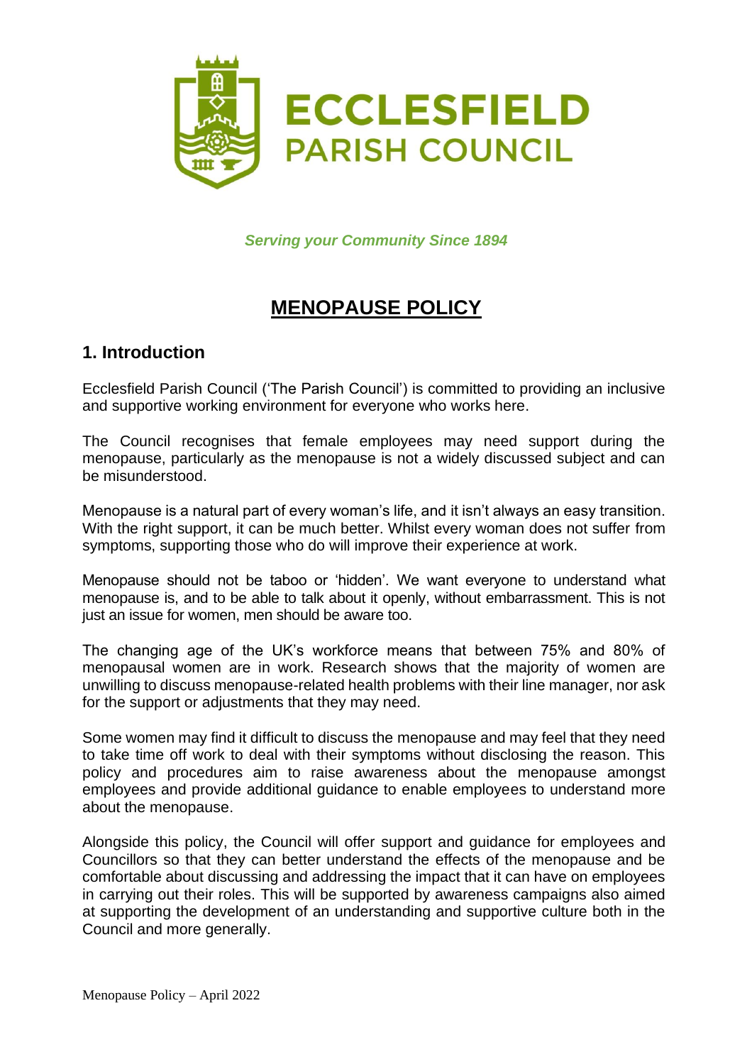ECCLESFIELD
PARISH COUNCIL

*Serving your Community Since 1894*

# MENOPAUSE POLICY

## 1. Introduction

Ecclesfield Parish Council ('The Parish Council') is committed to providing an inclusive and supportive working environment for everyone who works here.

The Council recognises that female employees may need support during the menopause, particularly as the menopause is not a widely discussed subject and can be misunderstood.

Menopause is a natural part of every woman's life, and it isn't always an easy transition. With the right support, it can be much better. Whilst every woman does not suffer from symptoms, supporting those who do will improve their experience at work.

Menopause should not be taboo or 'hidden'. We want everyone to understand what menopause is, and to be able to talk about it openly, without embarrassment. This is not just an issue for women, men should be aware too.

The changing age of the UK's workforce means that between 75% and 80% of menopausal women are in work. Research shows that the majority of women are unwilling to discuss menopause-related health problems with their line manager, nor ask for the support or adjustments that they may need.

Some women may find it difficult to discuss the menopause and may feel that they need to take time off work to deal with their symptoms without disclosing the reason. This policy and procedures aim to raise awareness about the menopause amongst employees and provide additional guidance to enable employees to understand more about the menopause.

Alongside this policy, the Council will offer support and guidance for employees and Councillors so that they can better understand the effects of the menopause and be comfortable about discussing and addressing the impact that it can have on employees in carrying out their roles. This will be supported by awareness campaigns also aimed at supporting the development of an understanding and supportive culture both in the Council and more generally.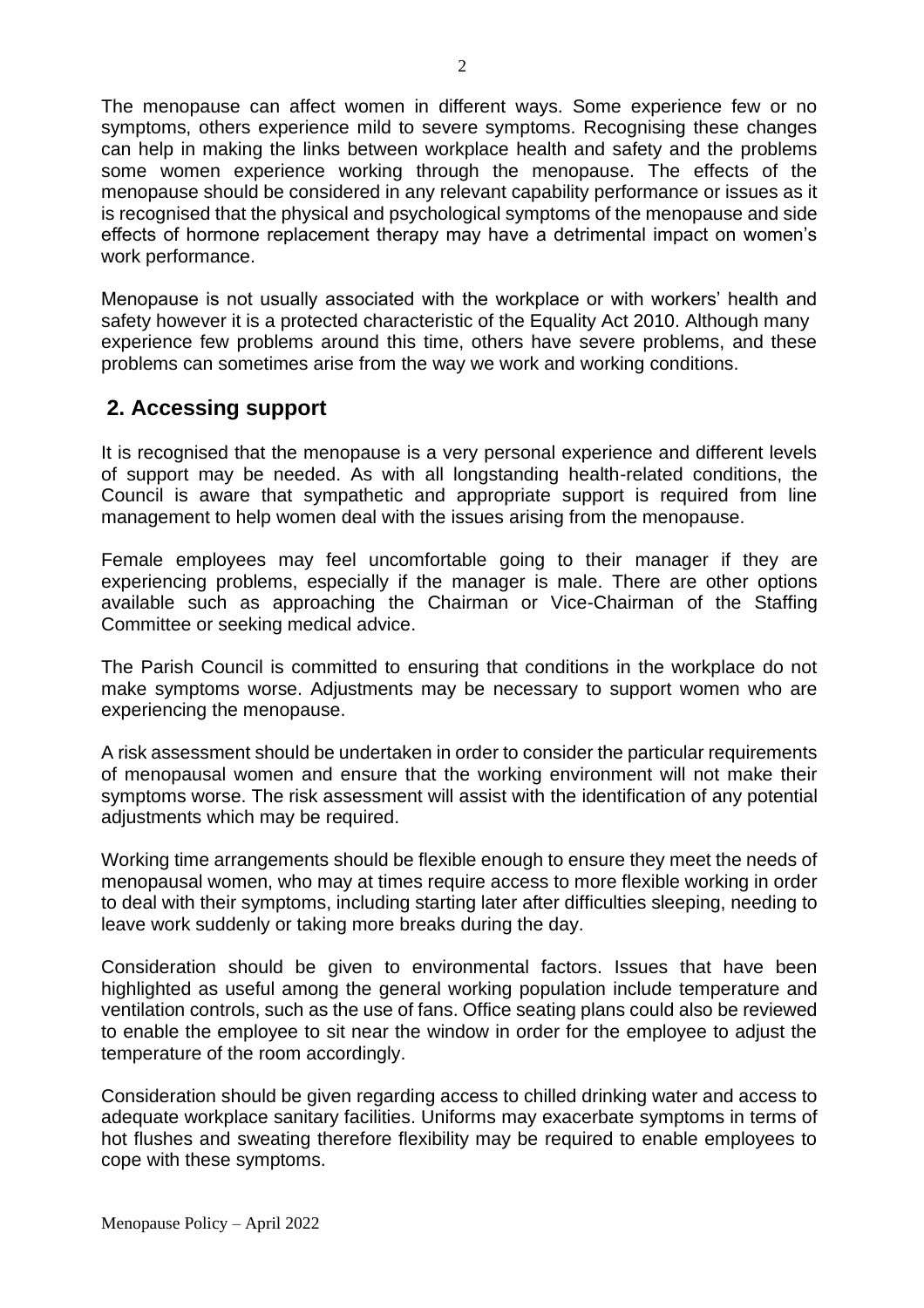The menopause can affect women in different ways. Some experience few or no symptoms, others experience mild to severe symptoms. Recognising these changes can help in making the links between workplace health and safety and the problems some women experience working through the menopause. The effects of the menopause should be considered in any relevant capability performance or issues as it is recognised that the physical and psychological symptoms of the menopause and side effects of hormone replacement therapy may have a detrimental impact on women's work performance.

Menopause is not usually associated with the workplace or with workers' health and safety however it is a protected characteristic of the Equality Act 2010. Although many experience few problems around this time, others have severe problems, and these problems can sometimes arise from the way we work and working conditions.

## 2. Accessing support

It is recognised that the menopause is a very personal experience and different levels of support may be needed. As with all longstanding health-related conditions, the Council is aware that sympathetic and appropriate support is required from line management to help women deal with the issues arising from the menopause.

Female employees may feel uncomfortable going to their manager if they are experiencing problems, especially if the manager is male. There are other options available such as approaching the Chairman or Vice-Chairman of the Staffing Committee or seeking medical advice.

The Parish Council is committed to ensuring that conditions in the workplace do not make symptoms worse. Adjustments may be necessary to support women who are experiencing the menopause.

A risk assessment should be undertaken in order to consider the particular requirements of menopausal women and ensure that the working environment will not make their symptoms worse. The risk assessment will assist with the identification of any potential adjustments which may be required.

Working time arrangements should be flexible enough to ensure they meet the needs of menopausal women, who may at times require access to more flexible working in order to deal with their symptoms, including starting later after difficulties sleeping, needing to leave work suddenly or taking more breaks during the day.

Consideration should be given to environmental factors. Issues that have been highlighted as useful among the general working population include temperature and ventilation controls, such as the use of fans. Office seating plans could also be reviewed to enable the employee to sit near the window in order for the employee to adjust the temperature of the room accordingly.

Consideration should be given regarding access to chilled drinking water and access to adequate workplace sanitary facilities. Uniforms may exacerbate symptoms in terms of hot flushes and sweating therefore flexibility may be required to enable employees to cope with these symptoms.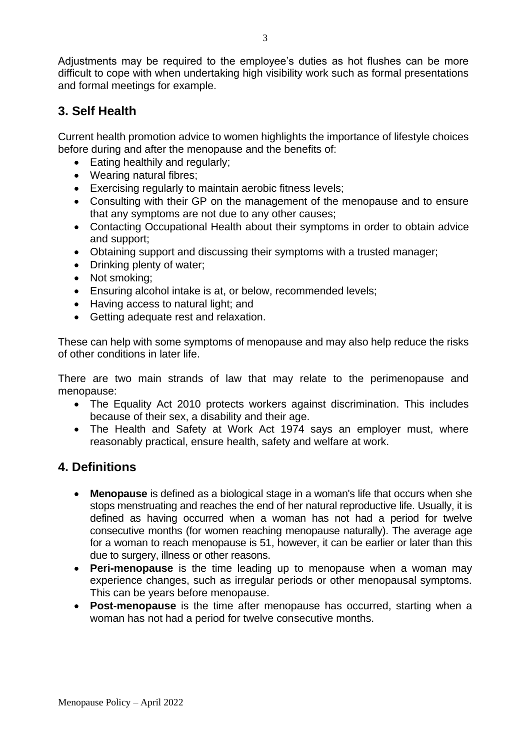Adjustments may be required to the employee's duties as hot flushes can be more difficult to cope with when undertaking high visibility work such as formal presentations and formal meetings for example.

## 3. Self Health

Current health promotion advice to women highlights the importance of lifestyle choices before during and after the menopause and the benefits of:

- Eating healthily and regularly;
- Wearing natural fibres;
- Exercising regularly to maintain aerobic fitness levels;
- Consulting with their GP on the management of the menopause and to ensure that any symptoms are not due to any other causes;
- Contacting Occupational Health about their symptoms in order to obtain advice and support;
- Obtaining support and discussing their symptoms with a trusted manager;
- Drinking plenty of water;
- Not smoking;
- Ensuring alcohol intake is at, or below, recommended levels;
- Having access to natural light; and
- Getting adequate rest and relaxation.

These can help with some symptoms of menopause and may also help reduce the risks of other conditions in later life.

There are two main strands of law that may relate to the perimenopause and menopause:

- The Equality Act 2010 protects workers against discrimination. This includes because of their sex, a disability and their age.
- The Health and Safety at Work Act 1974 says an employer must, where reasonably practical, ensure health, safety and welfare at work.

## 4. Definitions

- **Menopause** is defined as a biological stage in a woman's life that occurs when she stops menstruating and reaches the end of her natural reproductive life. Usually, it is defined as having occurred when a woman has not had a period for twelve consecutive months (for women reaching menopause naturally). The average age for a woman to reach menopause is 51, however, it can be earlier or later than this due to surgery, illness or other reasons.
- **Peri-menopause** is the time leading up to menopause when a woman may experience changes, such as irregular periods or other menopausal symptoms. This can be years before menopause.
- **Post-menopause** is the time after menopause has occurred, starting when a woman has not had a period for twelve consecutive months.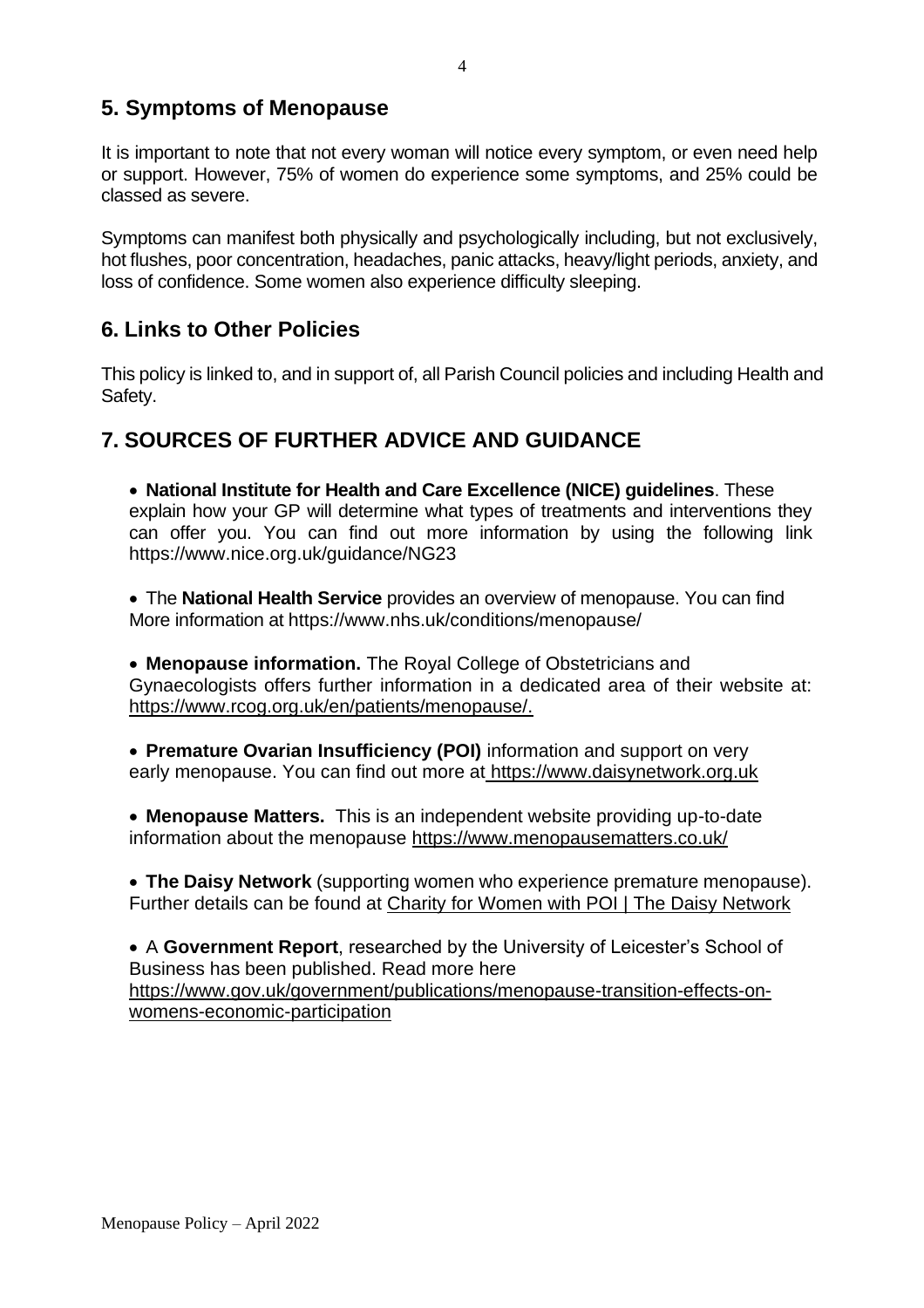## 5. Symptoms of Menopause

It is important to note that not every woman will notice every symptom, or even need help or support. However, 75% of women do experience some symptoms, and 25% could be classed as severe.

Symptoms can manifest both physically and psychologically including, but not exclusively, hot flushes, poor concentration, headaches, panic attacks, heavy/light periods, anxiety, and loss of confidence. Some women also experience difficulty sleeping.

## 6. Links to Other Policies

This policy is linked to, and in support of, all Parish Council policies and including Health and Safety.

## 7. SOURCES OF FURTHER ADVICE AND GUIDANCE

- **National Institute for Health and Care Excellence (NICE) guidelines**. These explain how your GP will determine what types of treatments and interventions they can offer you. You can find out more information by using the following link https://www.nice.org.uk/guidance/NG23

- The **National Health Service** provides an overview of menopause. You can find More information at https://www.nhs.uk/conditions/menopause/

- **Menopause information.** The Royal College of Obstetricians and Gynaecologists offers further information in a dedicated area of their website at: https://www.rcog.org.uk/en/patients/menopause/.

- **Premature Ovarian Insufficiency (POI)** information and support on very early menopause. You can find out more at https://www.daisynetwork.org.uk

- **Menopause Matters.** This is an independent website providing up-to-date information about the menopause https://www.menopausematters.co.uk/

- **The Daisy Network** (supporting women who experience premature menopause). Further details can be found at Charity for Women with POI | The Daisy Network

- A **Government Report**, researched by the University of Leicester's School of Business has been published. Read more here https://www.gov.uk/government/publications/menopause-transition-effects-on-womens-economic-participation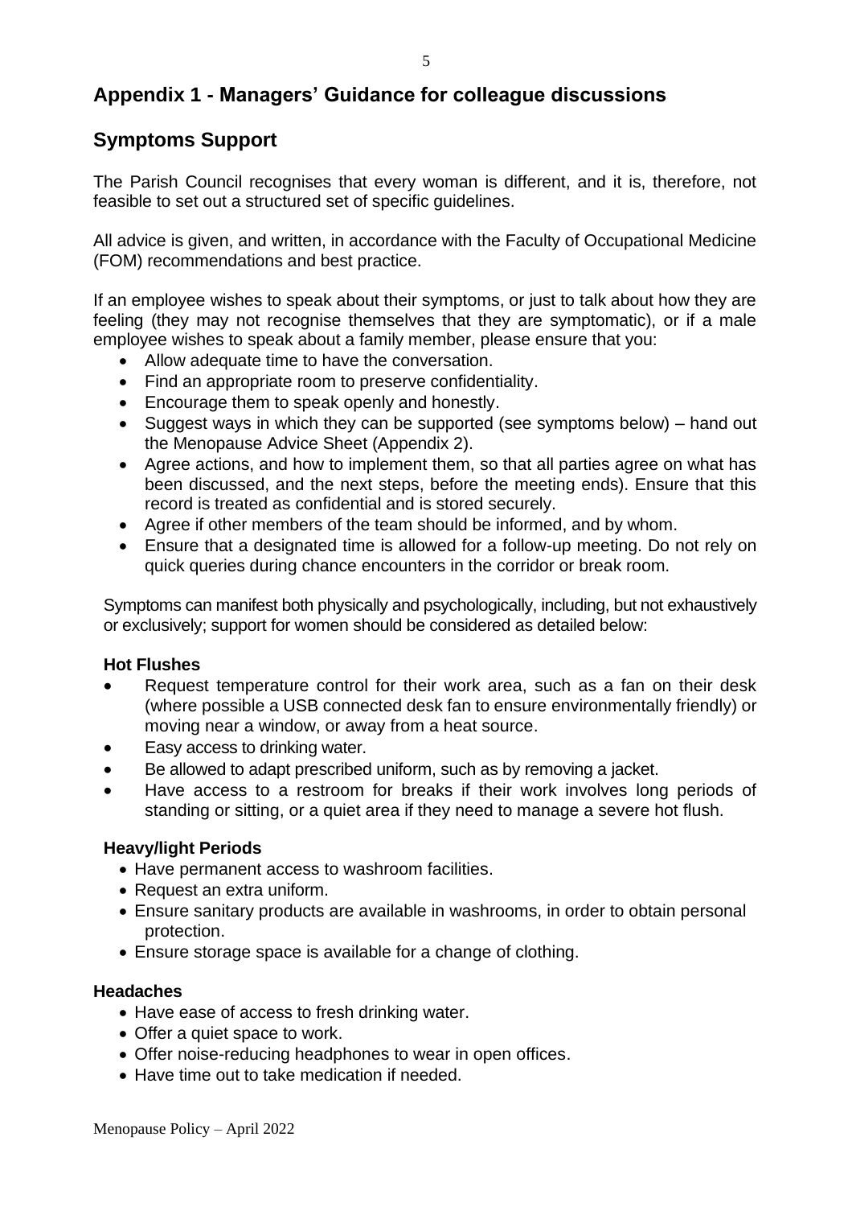## Appendix 1 - Managers' Guidance for colleague discussions

## Symptoms Support

The Parish Council recognises that every woman is different, and it is, therefore, not feasible to set out a structured set of specific guidelines.

All advice is given, and written, in accordance with the Faculty of Occupational Medicine (FOM) recommendations and best practice.

If an employee wishes to speak about their symptoms, or just to talk about how they are feeling (they may not recognise themselves that they are symptomatic), or if a male employee wishes to speak about a family member, please ensure that you:

- Allow adequate time to have the conversation.
- Find an appropriate room to preserve confidentiality.
- Encourage them to speak openly and honestly.
- Suggest ways in which they can be supported (see symptoms below) – hand out the Menopause Advice Sheet (Appendix 2).
- Agree actions, and how to implement them, so that all parties agree on what has been discussed, and the next steps, before the meeting ends). Ensure that this record is treated as confidential and is stored securely.
- Agree if other members of the team should be informed, and by whom.
- Ensure that a designated time is allowed for a follow-up meeting. Do not rely on quick queries during chance encounters in the corridor or break room.

Symptoms can manifest both physically and psychologically, including, but not exhaustively or exclusively; support for women should be considered as detailed below:

**Hot Flushes**

- Request temperature control for their work area, such as a fan on their desk (where possible a USB connected desk fan to ensure environmentally friendly) or moving near a window, or away from a heat source.
- Easy access to drinking water.
- Be allowed to adapt prescribed uniform, such as by removing a jacket.
- Have access to a restroom for breaks if their work involves long periods of standing or sitting, or a quiet area if they need to manage a severe hot flush.

**Heavy/light Periods**

- Have permanent access to washroom facilities.
- Request an extra uniform.
- Ensure sanitary products are available in washrooms, in order to obtain personal protection.
- Ensure storage space is available for a change of clothing.

**Headaches**

- Have ease of access to fresh drinking water.
- Offer a quiet space to work.
- Offer noise-reducing headphones to wear in open offices.
- Have time out to take medication if needed.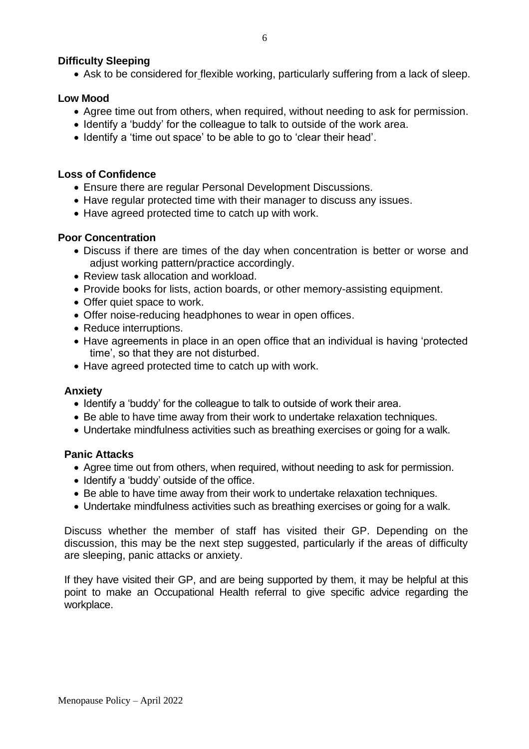**Difficulty Sleeping**

- Ask to be considered for flexible working, particularly suffering from a lack of sleep.

**Low Mood**

- Agree time out from others, when required, without needing to ask for permission.
- Identify a 'buddy' for the colleague to talk to outside of the work area.
- Identify a 'time out space' to be able to go to 'clear their head'.

**Loss of Confidence**

- Ensure there are regular Personal Development Discussions.
- Have regular protected time with their manager to discuss any issues.
- Have agreed protected time to catch up with work.

**Poor Concentration**

- Discuss if there are times of the day when concentration is better or worse and adjust working pattern/practice accordingly.
- Review task allocation and workload.
- Provide books for lists, action boards, or other memory-assisting equipment.
- Offer quiet space to work.
- Offer noise-reducing headphones to wear in open offices.
- Reduce interruptions.
- Have agreements in place in an open office that an individual is having 'protected time', so that they are not disturbed.
- Have agreed protected time to catch up with work.

**Anxiety**

- Identify a 'buddy' for the colleague to talk to outside of work their area.
- Be able to have time away from their work to undertake relaxation techniques.
- Undertake mindfulness activities such as breathing exercises or going for a walk.

**Panic Attacks**

- Agree time out from others, when required, without needing to ask for permission.
- Identify a 'buddy' outside of the office.
- Be able to have time away from their work to undertake relaxation techniques.
- Undertake mindfulness activities such as breathing exercises or going for a walk.

Discuss whether the member of staff has visited their GP. Depending on the discussion, this may be the next step suggested, particularly if the areas of difficulty are sleeping, panic attacks or anxiety.

If they have visited their GP, and are being supported by them, it may be helpful at this point to make an Occupational Health referral to give specific advice regarding the workplace.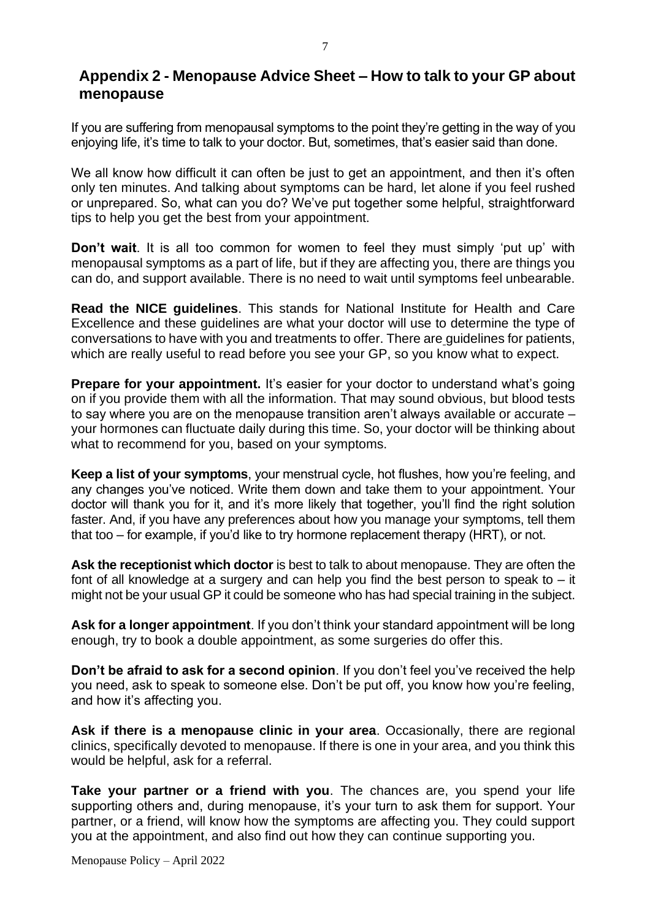## Appendix 2 - Menopause Advice Sheet – How to talk to your GP about menopause

If you are suffering from menopausal symptoms to the point they're getting in the way of you enjoying life, it's time to talk to your doctor. But, sometimes, that's easier said than done.

We all know how difficult it can often be just to get an appointment, and then it's often only ten minutes. And talking about symptoms can be hard, let alone if you feel rushed or unprepared. So, what can you do? We've put together some helpful, straightforward tips to help you get the best from your appointment.

**Don't wait**. It is all too common for women to feel they must simply 'put up' with menopausal symptoms as a part of life, but if they are affecting you, there are things you can do, and support available. There is no need to wait until symptoms feel unbearable.

**Read the NICE guidelines**. This stands for National Institute for Health and Care Excellence and these guidelines are what your doctor will use to determine the type of conversations to have with you and treatments to offer. There are guidelines for patients, which are really useful to read before you see your GP, so you know what to expect.

**Prepare for your appointment.** It's easier for your doctor to understand what's going on if you provide them with all the information. That may sound obvious, but blood tests to say where you are on the menopause transition aren't always available or accurate – your hormones can fluctuate daily during this time. So, your doctor will be thinking about what to recommend for you, based on your symptoms.

**Keep a list of your symptoms**, your menstrual cycle, hot flushes, how you're feeling, and any changes you've noticed. Write them down and take them to your appointment. Your doctor will thank you for it, and it's more likely that together, you'll find the right solution faster. And, if you have any preferences about how you manage your symptoms, tell them that too – for example, if you'd like to try hormone replacement therapy (HRT), or not.

**Ask the receptionist which doctor** is best to talk to about menopause. They are often the font of all knowledge at a surgery and can help you find the best person to speak to – it might not be your usual GP it could be someone who has had special training in the subject.

**Ask for a longer appointment**. If you don't think your standard appointment will be long enough, try to book a double appointment, as some surgeries do offer this.

**Don't be afraid to ask for a second opinion**. If you don't feel you've received the help you need, ask to speak to someone else. Don't be put off, you know how you're feeling, and how it's affecting you.

**Ask if there is a menopause clinic in your area**. Occasionally, there are regional clinics, specifically devoted to menopause. If there is one in your area, and you think this would be helpful, ask for a referral.

**Take your partner or a friend with you**. The chances are, you spend your life supporting others and, during menopause, it's your turn to ask them for support. Your partner, or a friend, will know how the symptoms are affecting you. They could support you at the appointment, and also find out how they can continue supporting you.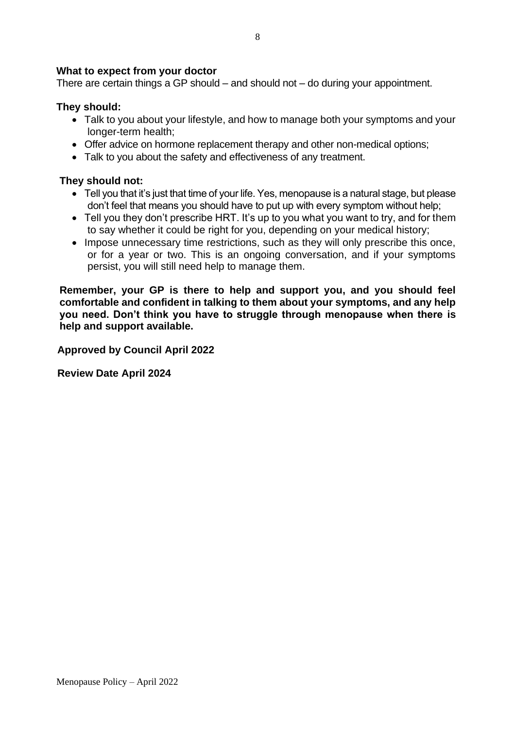**What to expect from your doctor**

There are certain things a GP should – and should not – do during your appointment.

**They should:**

- Talk to you about your lifestyle, and how to manage both your symptoms and your longer-term health;
- Offer advice on hormone replacement therapy and other non-medical options;
- Talk to you about the safety and effectiveness of any treatment.

**They should not:**

- Tell you that it's just that time of your life. Yes, menopause is a natural stage, but please don't feel that means you should have to put up with every symptom without help;
- Tell you they don't prescribe HRT. It's up to you what you want to try, and for them to say whether it could be right for you, depending on your medical history;
- Impose unnecessary time restrictions, such as they will only prescribe this once, or for a year or two. This is an ongoing conversation, and if your symptoms persist, you will still need help to manage them.

**Remember, your GP is there to help and support you, and you should feel comfortable and confident in talking to them about your symptoms, and any help you need. Don't think you have to struggle through menopause when there is help and support available.**

**Approved by Council April 2022**

**Review Date April 2024**